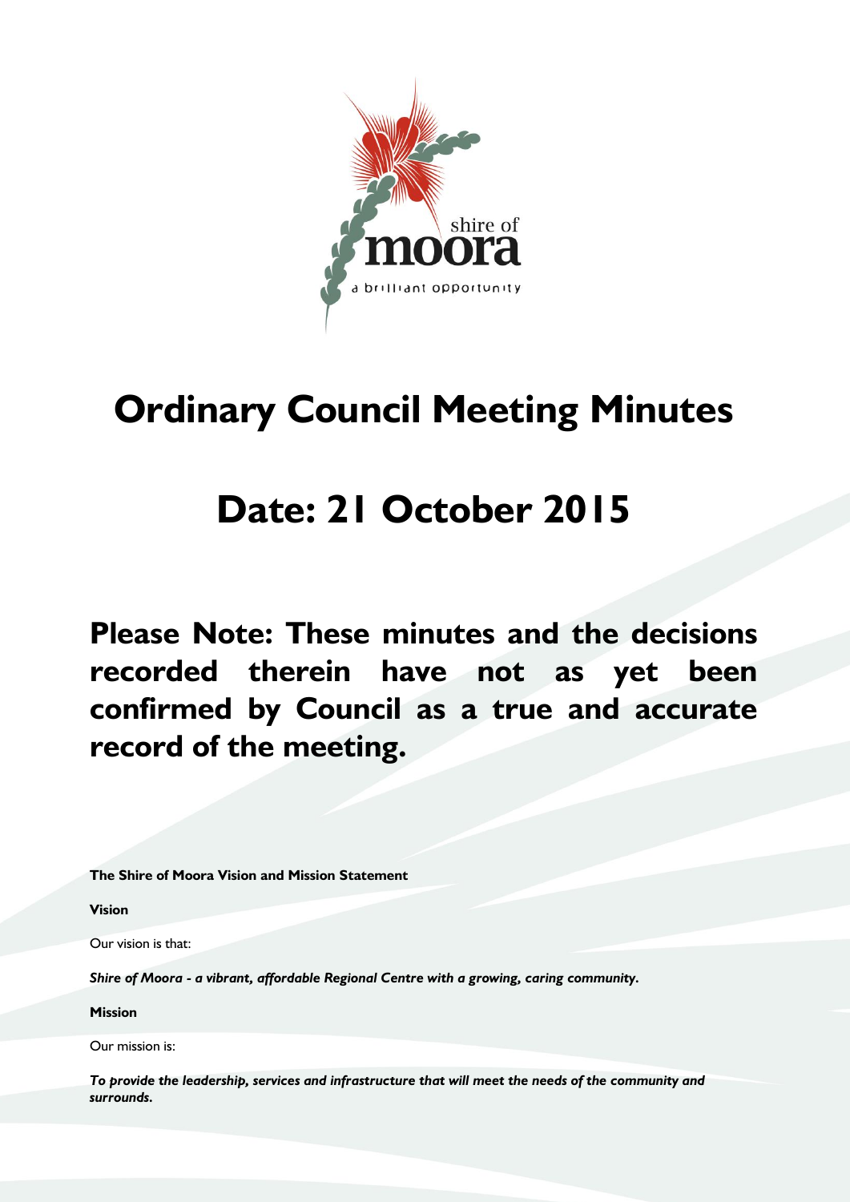# Ordinary Council Meeting Minutes

# Date: 21 October 2015

**Please Note: These minutes and the decisions recorded therein have not as yet been confirmed by Council as a true and accurate record of the meeting.**

**The Shire of Moora Vision and Mission Statement**

**Vision**

Our vision is that:

***Shire of Moora - a vibrant, affordable Regional Centre with a growing, caring community.***

**Mission**

Our mission is:

***To provide the leadership, services and infrastructure that will meet the needs of the community and surrounds.***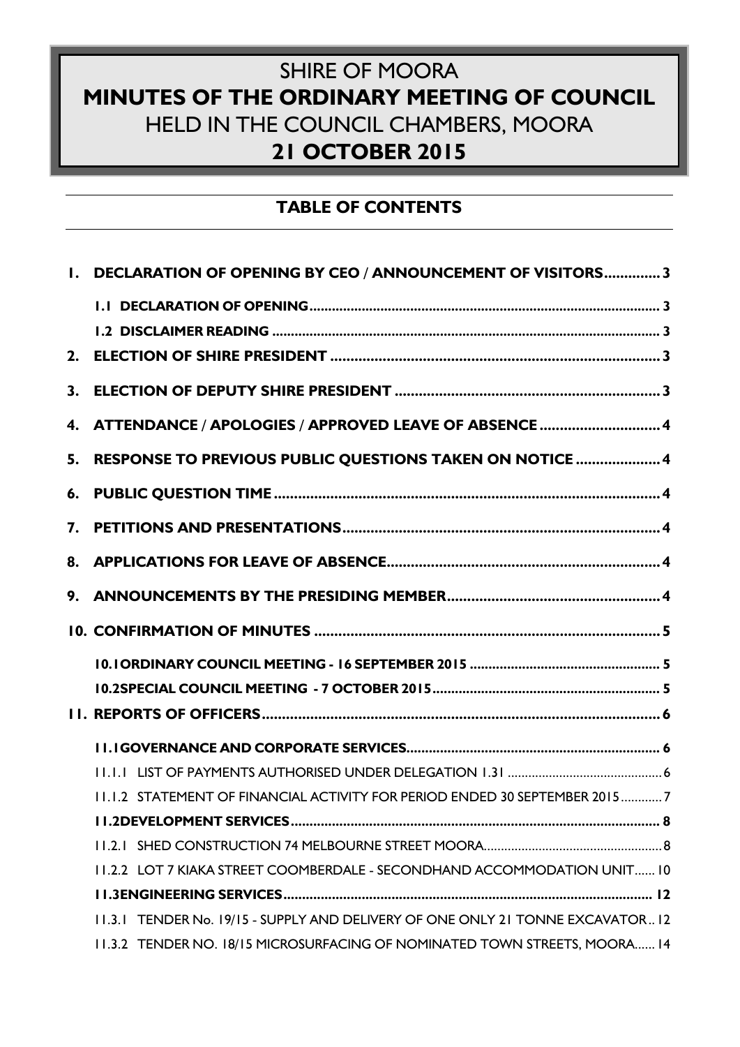# SHIRE OF MOORA
# MINUTES OF THE ORDINARY MEETING OF COUNCIL
# HELD IN THE COUNCIL CHAMBERS, MOORA
# 21 OCTOBER 2015

## TABLE OF CONTENTS

**1. DECLARATION OF OPENING BY CEO / ANNOUNCEMENT OF VISITORS.............3**

- **1.1 DECLARATION OF OPENING.............................................................................3**
- **1.2 DISCLAIMER READING.....................................................................................3**

**2. ELECTION OF SHIRE PRESIDENT.......................................................................3**

**3. ELECTION OF DEPUTY SHIRE PRESIDENT.......................................................3**

**4. ATTENDANCE / APOLOGIES / APPROVED LEAVE OF ABSENCE.....................4**

**5. RESPONSE TO PREVIOUS PUBLIC QUESTIONS TAKEN ON NOTICE...............4**

**6. PUBLIC QUESTION TIME......................................................................................4**

**7. PETITIONS AND PRESENTATIONS......................................................................4**

**8. APPLICATIONS FOR LEAVE OF ABSENCE...........................................................4**

**9. ANNOUNCEMENTS BY THE PRESIDING MEMBER..............................................4**

**10. CONFIRMATION OF MINUTES.............................................................................5**

- **10.1 ORDINARY COUNCIL MEETING - 16 SEPTEMBER 2015.....................................5**
- **10.2 SPECIAL COUNCIL MEETING - 7 OCTOBER 2015..............................................5**

**11. REPORTS OF OFFICERS........................................................................................6**

- **11.1 GOVERNANCE AND CORPORATE SERVICES.......................................................6**
  - 11.1.1 LIST OF PAYMENTS AUTHORISED UNDER DELEGATION 1.31.............................6
  - 11.1.2 STATEMENT OF FINANCIAL ACTIVITY FOR PERIOD ENDED 30 SEPTEMBER 2015............7
- **11.2 DEVELOPMENT SERVICES..................................................................................8**
  - 11.2.1 SHED CONSTRUCTION 74 MELBOURNE STREET MOORA.......................................8
  - 11.2.2 LOT 7 KIAKA STREET COOMBERDALE - SECONDHAND ACCOMMODATION UNIT......10
- **11.3 ENGINEERING SERVICES...................................................................................12**
  - 11.3.1 TENDER No. 19/15 - SUPPLY AND DELIVERY OF ONE ONLY 21 TONNE EXCAVATOR..12
  - 11.3.2 TENDER NO. 18/15 MICROSURFACING OF NOMINATED TOWN STREETS, MOORA......14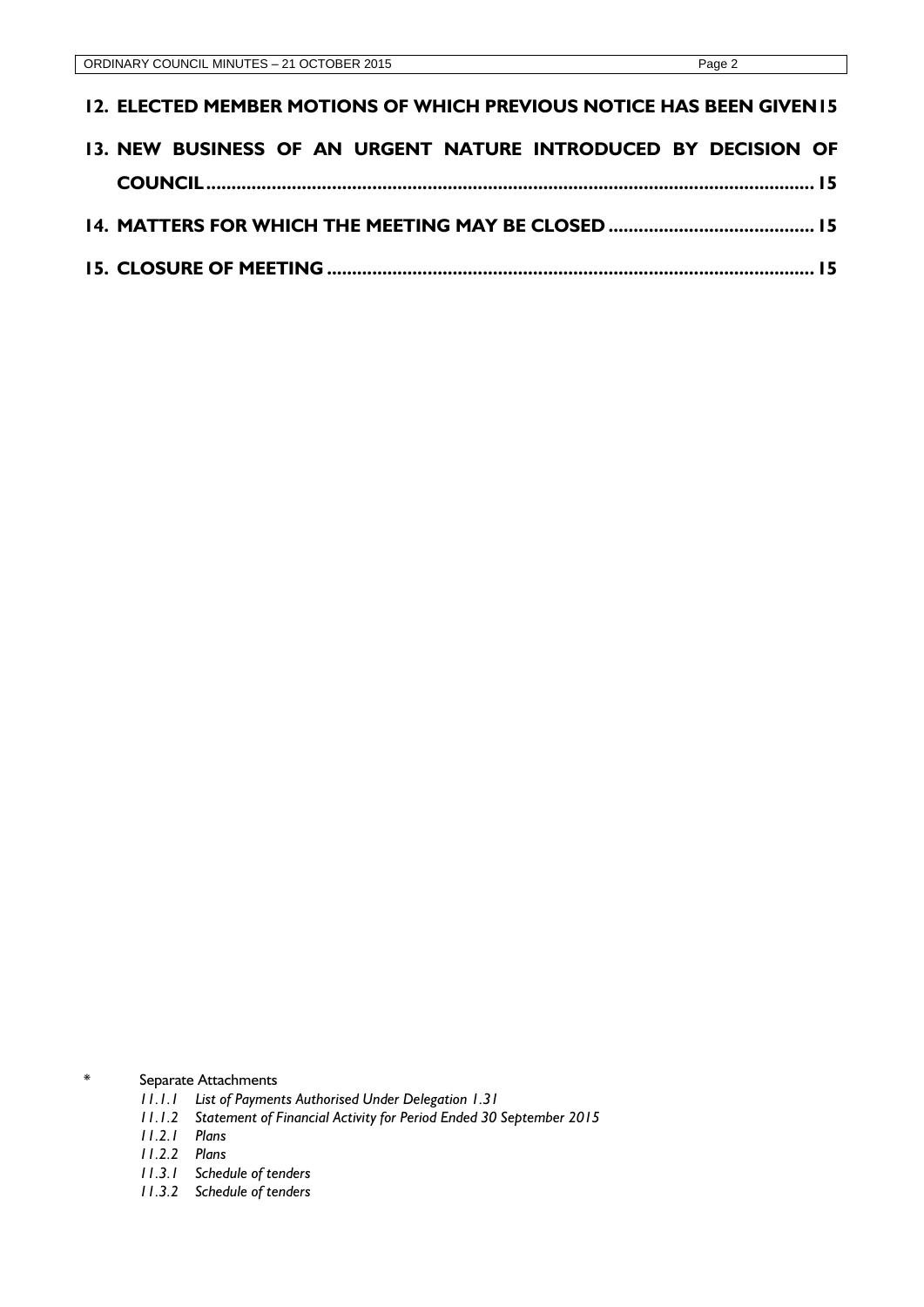**12. ELECTED MEMBER MOTIONS OF WHICH PREVIOUS NOTICE HAS BEEN GIVEN 15**

**13. NEW BUSINESS OF AN URGENT NATURE INTRODUCED BY DECISION OF COUNCIL ........................................................................................................ 15**

**14. MATTERS FOR WHICH THE MEETING MAY BE CLOSED ......................................... 15**

**15. CLOSURE OF MEETING ............................................................................................... 15**

\* Separate Attachments

- *11.1.1 List of Payments Authorised Under Delegation 1.31*
- *11.1.2 Statement of Financial Activity for Period Ended 30 September 2015*
- *11.2.1 Plans*
- *11.2.2 Plans*
- *11.3.1 Schedule of tenders*
- *11.3.2 Schedule of tenders*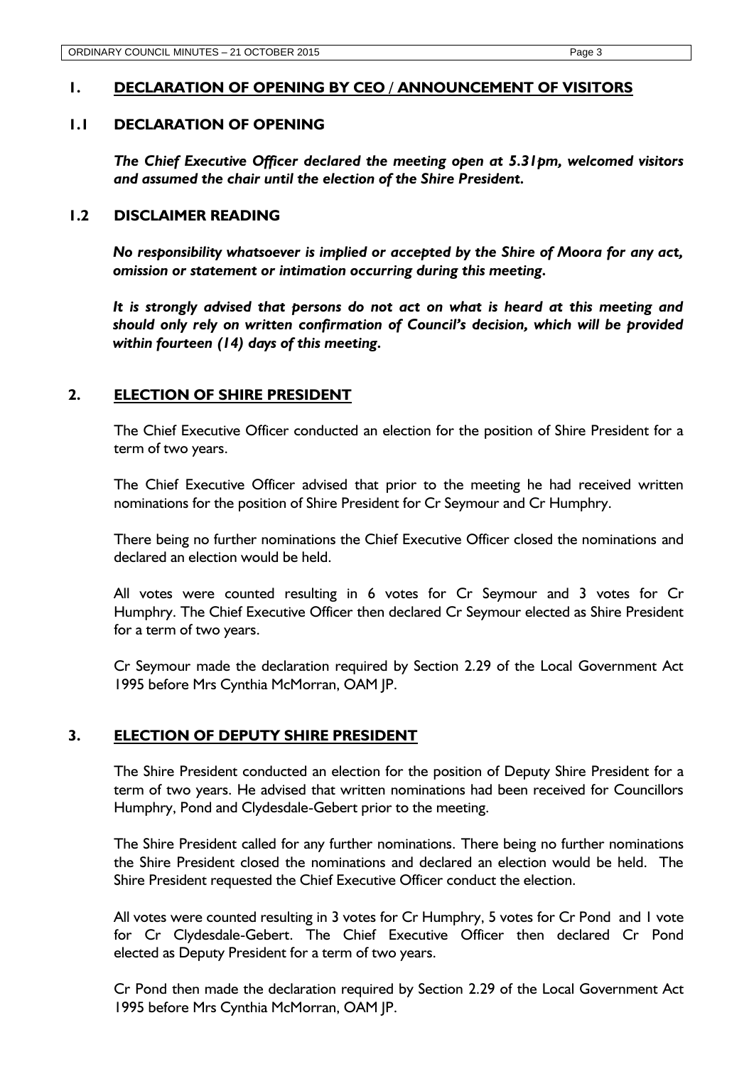## 1. DECLARATION OF OPENING BY CEO / ANNOUNCEMENT OF VISITORS

### 1.1 DECLARATION OF OPENING

***The Chief Executive Officer declared the meeting open at 5.31pm, welcomed visitors and assumed the chair until the election of the Shire President.***

### 1.2 DISCLAIMER READING

***No responsibility whatsoever is implied or accepted by the Shire of Moora for any act, omission or statement or intimation occurring during this meeting.***

***It is strongly advised that persons do not act on what is heard at this meeting and should only rely on written confirmation of Council's decision, which will be provided within fourteen (14) days of this meeting.***

## 2. ELECTION OF SHIRE PRESIDENT

The Chief Executive Officer conducted an election for the position of Shire President for a term of two years.

The Chief Executive Officer advised that prior to the meeting he had received written nominations for the position of Shire President for Cr Seymour and Cr Humphry.

There being no further nominations the Chief Executive Officer closed the nominations and declared an election would be held.

All votes were counted resulting in 6 votes for Cr Seymour and 3 votes for Cr Humphry. The Chief Executive Officer then declared Cr Seymour elected as Shire President for a term of two years.

Cr Seymour made the declaration required by Section 2.29 of the Local Government Act 1995 before Mrs Cynthia McMorran, OAM JP.

## 3. ELECTION OF DEPUTY SHIRE PRESIDENT

The Shire President conducted an election for the position of Deputy Shire President for a term of two years. He advised that written nominations had been received for Councillors Humphry, Pond and Clydesdale-Gebert prior to the meeting.

The Shire President called for any further nominations. There being no further nominations the Shire President closed the nominations and declared an election would be held. The Shire President requested the Chief Executive Officer conduct the election.

All votes were counted resulting in 3 votes for Cr Humphry, 5 votes for Cr Pond and 1 vote for Cr Clydesdale-Gebert. The Chief Executive Officer then declared Cr Pond elected as Deputy President for a term of two years.

Cr Pond then made the declaration required by Section 2.29 of the Local Government Act 1995 before Mrs Cynthia McMorran, OAM JP.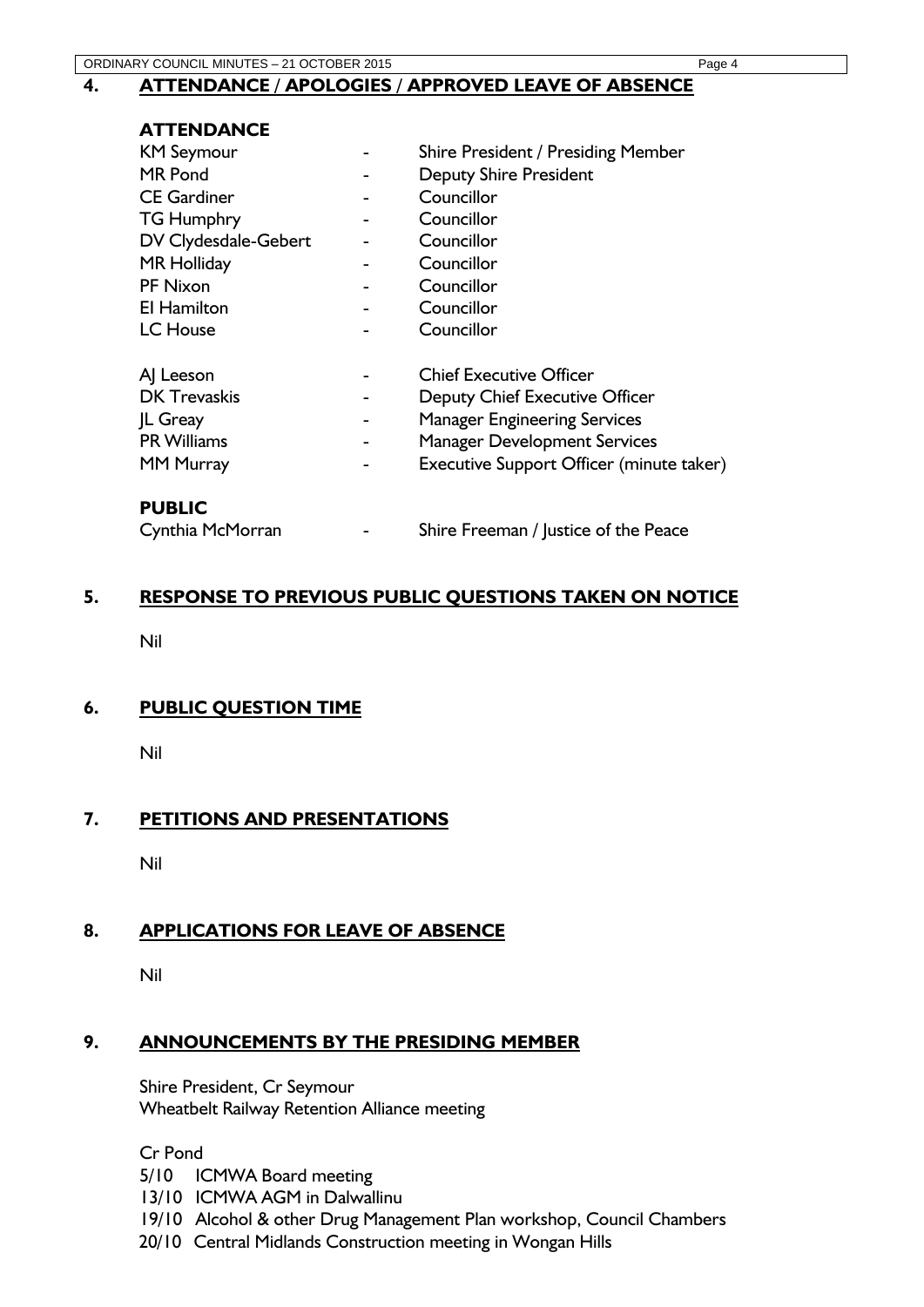## 4. ATTENDANCE / APOLOGIES / APPROVED LEAVE OF ABSENCE

### ATTENDANCE

| | | |
|---|---|---|
| KM Seymour | - | Shire President / Presiding Member |
| MR Pond | - | Deputy Shire President |
| CE Gardiner | - | Councillor |
| TG Humphry | - | Councillor |
| DV Clydesdale-Gebert | - | Councillor |
| MR Holliday | - | Councillor |
| PF Nixon | - | Councillor |
| EI Hamilton | - | Councillor |
| LC House | - | Councillor |
| | | |
| AJ Leeson | - | Chief Executive Officer |
| DK Trevaskis | - | Deputy Chief Executive Officer |
| JL Greay | - | Manager Engineering Services |
| PR Williams | - | Manager Development Services |
| MM Murray | - | Executive Support Officer (minute taker) |

### PUBLIC

| | | |
|---|---|---|
| Cynthia McMorran | - | Shire Freeman / Justice of the Peace |

## 5. RESPONSE TO PREVIOUS PUBLIC QUESTIONS TAKEN ON NOTICE

Nil

## 6. PUBLIC QUESTION TIME

Nil

## 7. PETITIONS AND PRESENTATIONS

Nil

## 8. APPLICATIONS FOR LEAVE OF ABSENCE

Nil

## 9. ANNOUNCEMENTS BY THE PRESIDING MEMBER

Shire President, Cr Seymour
Wheatbelt Railway Retention Alliance meeting

Cr Pond
5/10 ICMWA Board meeting
13/10 ICMWA AGM in Dalwallinu
19/10 Alcohol & other Drug Management Plan workshop, Council Chambers
20/10 Central Midlands Construction meeting in Wongan Hills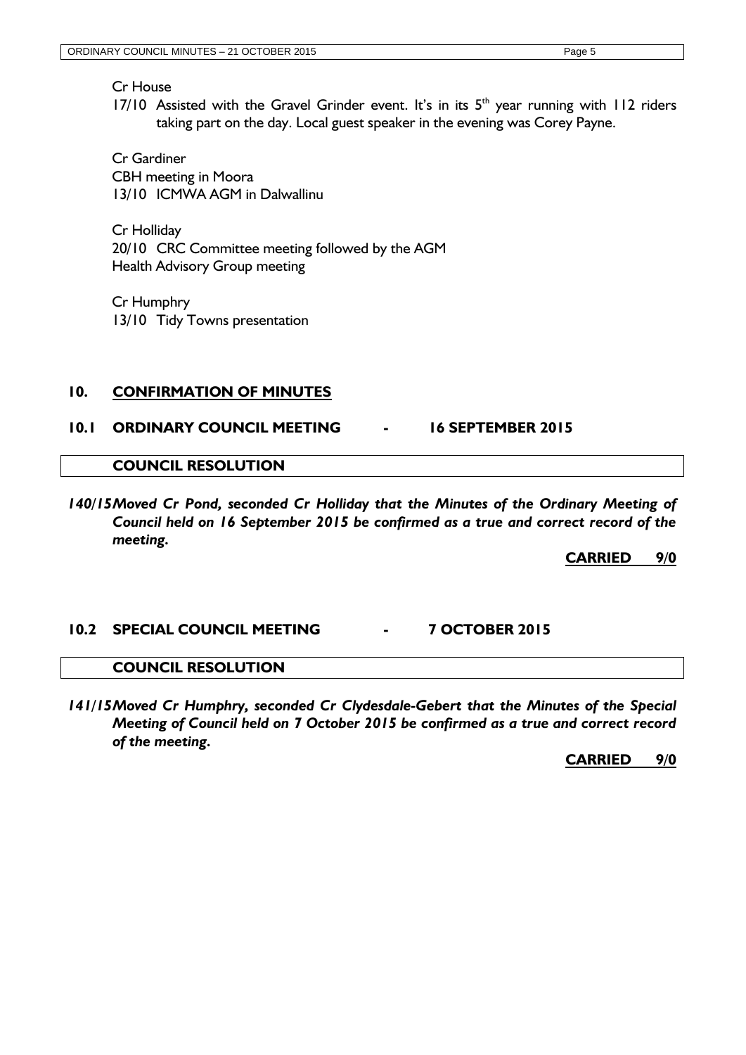Cr House

17/10 Assisted with the Gravel Grinder event. It's in its 5th year running with 112 riders taking part on the day. Local guest speaker in the evening was Corey Payne.

Cr Gardiner

CBH meeting in Moora

13/10 ICMWA AGM in Dalwallinu

Cr Holliday

20/10 CRC Committee meeting followed by the AGM

Health Advisory Group meeting

Cr Humphry

13/10 Tidy Towns presentation

## 10. CONFIRMATION OF MINUTES

### 10.1 ORDINARY COUNCIL MEETING - 16 SEPTEMBER 2015

**COUNCIL RESOLUTION**

***140/15 Moved Cr Pond, seconded Cr Holliday that the Minutes of the Ordinary Meeting of Council held on 16 September 2015 be confirmed as a true and correct record of the meeting.***

**CARRIED 9/0**

### 10.2 SPECIAL COUNCIL MEETING - 7 OCTOBER 2015

**COUNCIL RESOLUTION**

***141/15 Moved Cr Humphry, seconded Cr Clydesdale-Gebert that the Minutes of the Special Meeting of Council held on 7 October 2015 be confirmed as a true and correct record of the meeting.***

**CARRIED 9/0**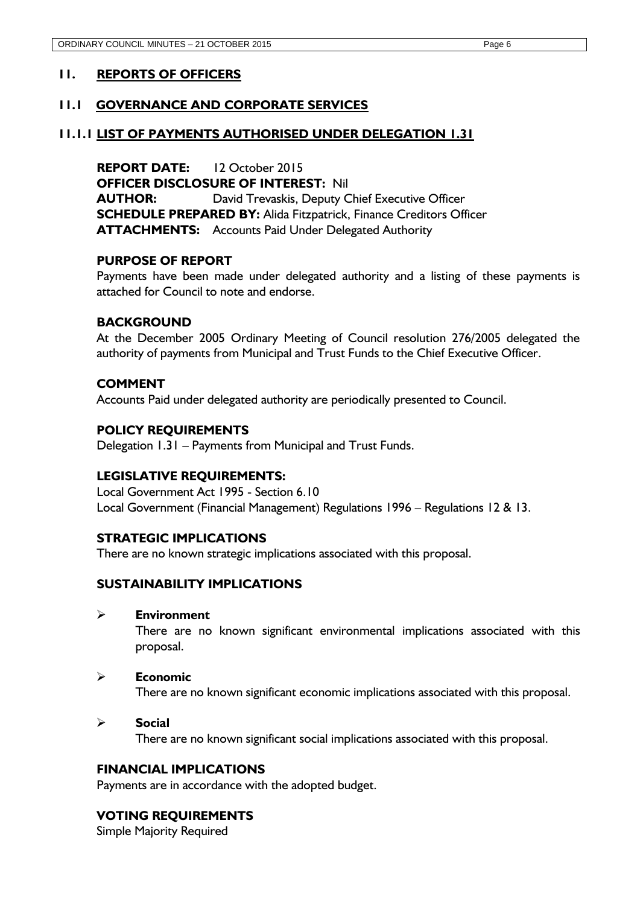## 11. REPORTS OF OFFICERS

## 11.1 GOVERNANCE AND CORPORATE SERVICES

### 11.1.1 LIST OF PAYMENTS AUTHORISED UNDER DELEGATION 1.31

**REPORT DATE:** 12 October 2015
**OFFICER DISCLOSURE OF INTEREST:** Nil
**AUTHOR:** David Trevaskis, Deputy Chief Executive Officer
**SCHEDULE PREPARED BY:** Alida Fitzpatrick, Finance Creditors Officer
**ATTACHMENTS:** Accounts Paid Under Delegated Authority

**PURPOSE OF REPORT**

Payments have been made under delegated authority and a listing of these payments is attached for Council to note and endorse.

**BACKGROUND**

At the December 2005 Ordinary Meeting of Council resolution 276/2005 delegated the authority of payments from Municipal and Trust Funds to the Chief Executive Officer.

**COMMENT**

Accounts Paid under delegated authority are periodically presented to Council.

**POLICY REQUIREMENTS**

Delegation 1.31 – Payments from Municipal and Trust Funds.

**LEGISLATIVE REQUIREMENTS:**

Local Government Act 1995 - Section 6.10
Local Government (Financial Management) Regulations 1996 – Regulations 12 & 13.

**STRATEGIC IMPLICATIONS**

There are no known strategic implications associated with this proposal.

**SUSTAINABILITY IMPLICATIONS**

- **Environment**
  There are no known significant environmental implications associated with this proposal.

- **Economic**
  There are no known significant economic implications associated with this proposal.

- **Social**
  There are no known significant social implications associated with this proposal.

**FINANCIAL IMPLICATIONS**

Payments are in accordance with the adopted budget.

**VOTING REQUIREMENTS**

Simple Majority Required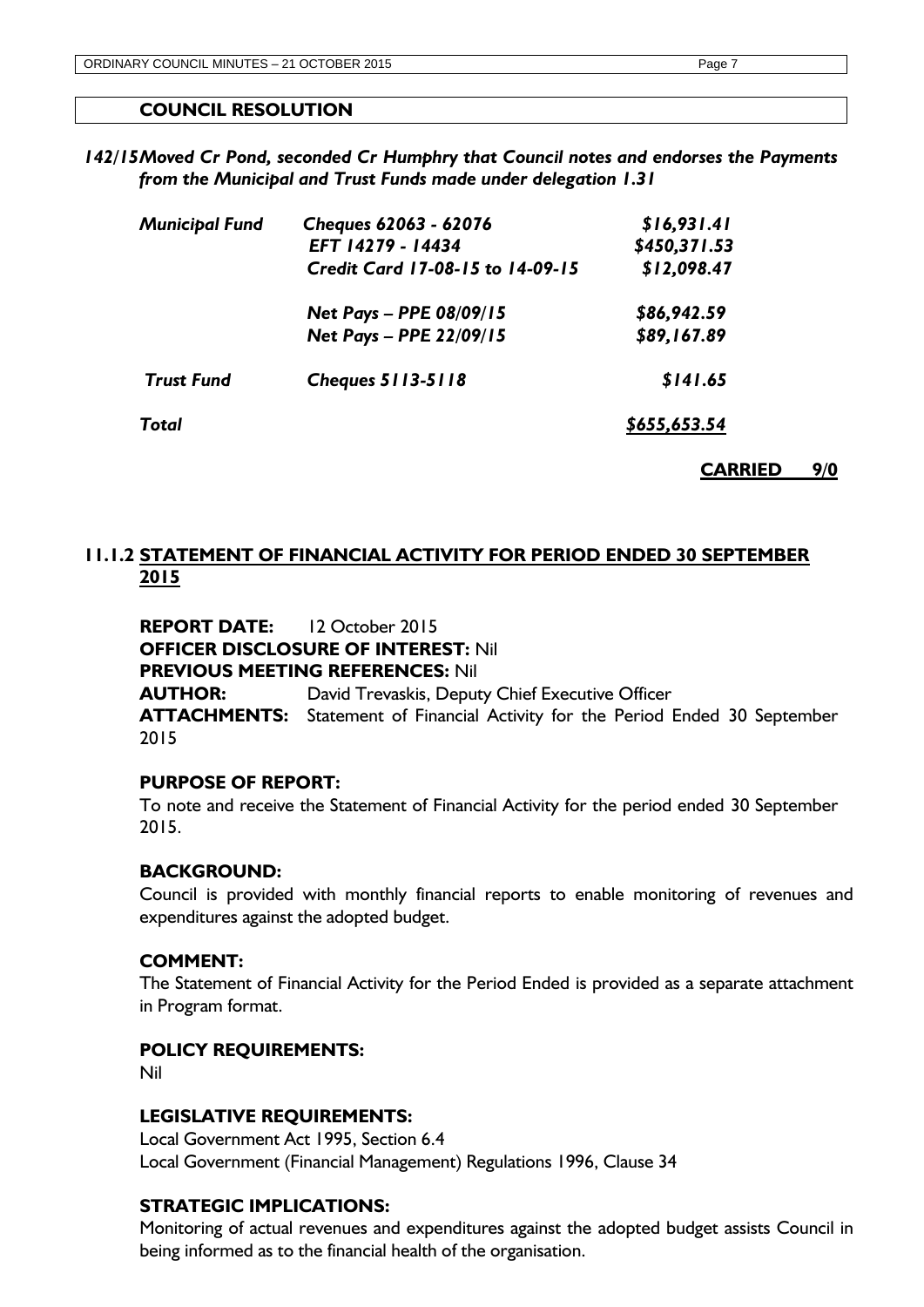## COUNCIL RESOLUTION

***142/15 Moved Cr Pond, seconded Cr Humphry that Council notes and endorses the Payments from the Municipal and Trust Funds made under delegation 1.31***

| | | |
|---|---|---|
| ***Municipal Fund*** | ***Cheques 62063 - 62076*** | ***$16,931.41*** |
| | ***EFT 14279 - 14434*** | ***$450,371.53*** |
| | ***Credit Card 17-08-15 to 14-09-15*** | ***$12,098.47*** |
| | ***Net Pays – PPE 08/09/15*** | ***$86,942.59*** |
| | ***Net Pays – PPE 22/09/15*** | ***$89,167.89*** |
| ***Trust Fund*** | ***Cheques 5113-5118*** | ***$141.65*** |
| ***Total*** | | ***$655,653.54*** |

**CARRIED 9/0**

## 11.1.2 STATEMENT OF FINANCIAL ACTIVITY FOR PERIOD ENDED 30 SEPTEMBER 2015

**REPORT DATE:** 12 October 2015
**OFFICER DISCLOSURE OF INTEREST:** Nil
**PREVIOUS MEETING REFERENCES:** Nil
**AUTHOR:** David Trevaskis, Deputy Chief Executive Officer
**ATTACHMENTS:** Statement of Financial Activity for the Period Ended 30 September 2015

### PURPOSE OF REPORT:

To note and receive the Statement of Financial Activity for the period ended 30 September 2015.

### BACKGROUND:

Council is provided with monthly financial reports to enable monitoring of revenues and expenditures against the adopted budget.

### COMMENT:

The Statement of Financial Activity for the Period Ended is provided as a separate attachment in Program format.

### POLICY REQUIREMENTS:

Nil

### LEGISLATIVE REQUIREMENTS:

Local Government Act 1995, Section 6.4
Local Government (Financial Management) Regulations 1996, Clause 34

### STRATEGIC IMPLICATIONS:

Monitoring of actual revenues and expenditures against the adopted budget assists Council in being informed as to the financial health of the organisation.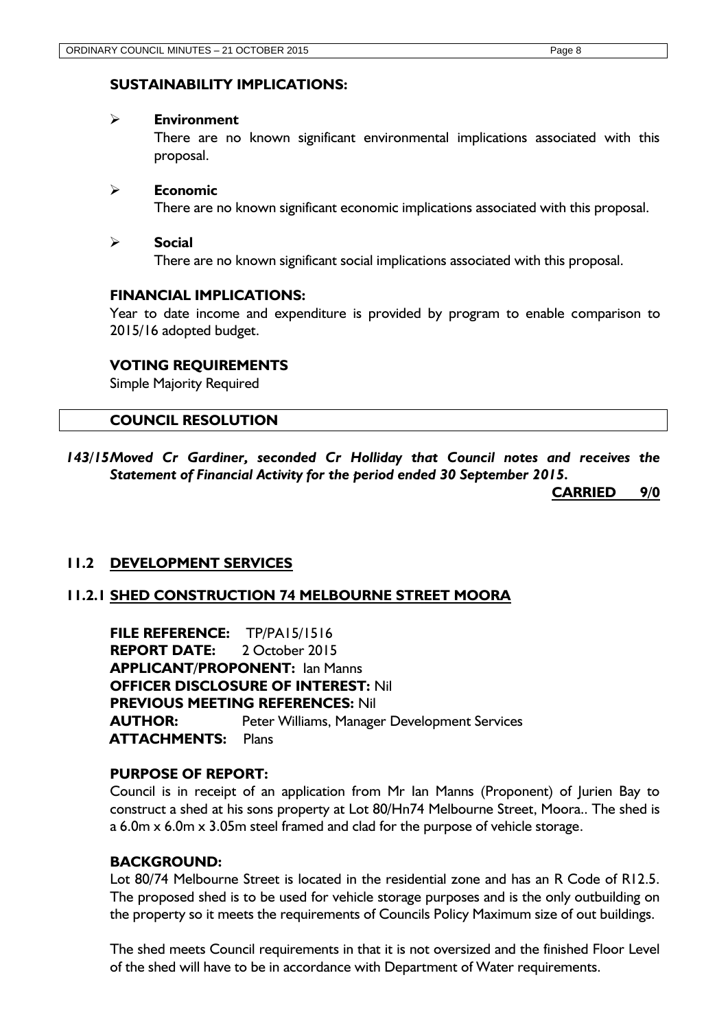### SUSTAINABILITY IMPLICATIONS:

- **Environment**
  There are no known significant environmental implications associated with this proposal.

- **Economic**
  There are no known significant economic implications associated with this proposal.

- **Social**
  There are no known significant social implications associated with this proposal.

### FINANCIAL IMPLICATIONS:

Year to date income and expenditure is provided by program to enable comparison to 2015/16 adopted budget.

### VOTING REQUIREMENTS

Simple Majority Required

### COUNCIL RESOLUTION

***143/15 Moved Cr Gardiner, seconded Cr Holliday that Council notes and receives the Statement of Financial Activity for the period ended 30 September 2015.***

**CARRIED 9/0**

## 11.2 DEVELOPMENT SERVICES

### 11.2.1 SHED CONSTRUCTION 74 MELBOURNE STREET MOORA

**FILE REFERENCE:** TP/PA15/1516
**REPORT DATE:** 2 October 2015
**APPLICANT/PROPONENT:** Ian Manns
**OFFICER DISCLOSURE OF INTEREST:** Nil
**PREVIOUS MEETING REFERENCES:** Nil
**AUTHOR:** Peter Williams, Manager Development Services
**ATTACHMENTS:** Plans

### PURPOSE OF REPORT:

Council is in receipt of an application from Mr Ian Manns (Proponent) of Jurien Bay to construct a shed at his sons property at Lot 80/Hn74 Melbourne Street, Moora.. The shed is a 6.0m x 6.0m x 3.05m steel framed and clad for the purpose of vehicle storage.

### BACKGROUND:

Lot 80/74 Melbourne Street is located in the residential zone and has an R Code of R12.5. The proposed shed is to be used for vehicle storage purposes and is the only outbuilding on the property so it meets the requirements of Councils Policy Maximum size of out buildings.

The shed meets Council requirements in that it is not oversized and the finished Floor Level of the shed will have to be in accordance with Department of Water requirements.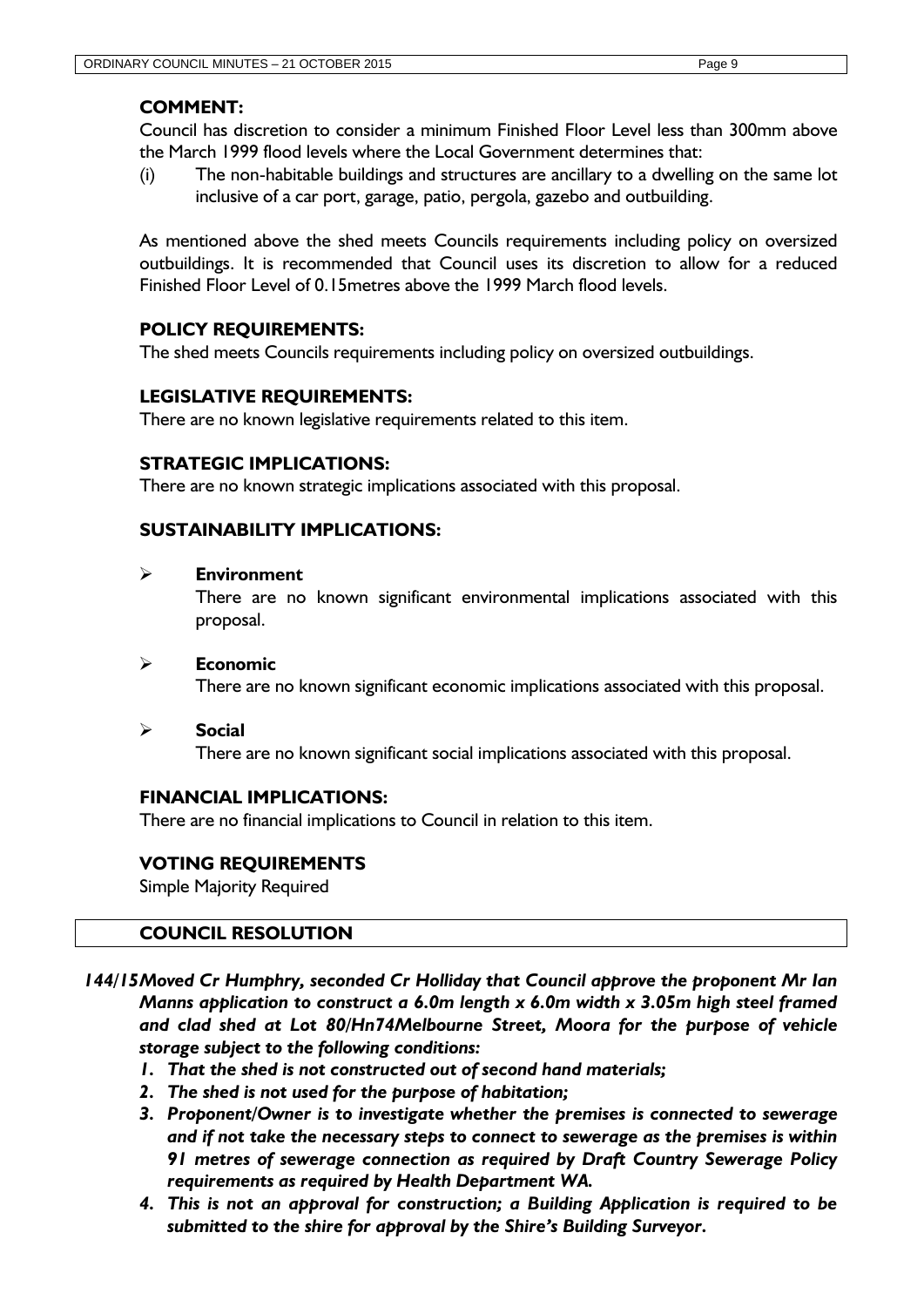### COMMENT:

Council has discretion to consider a minimum Finished Floor Level less than 300mm above the March 1999 flood levels where the Local Government determines that:

(i) The non-habitable buildings and structures are ancillary to a dwelling on the same lot inclusive of a car port, garage, patio, pergola, gazebo and outbuilding.

As mentioned above the shed meets Councils requirements including policy on oversized outbuildings. It is recommended that Council uses its discretion to allow for a reduced Finished Floor Level of 0.15metres above the 1999 March flood levels.

### POLICY REQUIREMENTS:

The shed meets Councils requirements including policy on oversized outbuildings.

### LEGISLATIVE REQUIREMENTS:

There are no known legislative requirements related to this item.

### STRATEGIC IMPLICATIONS:

There are no known strategic implications associated with this proposal.

### SUSTAINABILITY IMPLICATIONS:

- **Environment**
  There are no known significant environmental implications associated with this proposal.

- **Economic**
  There are no known significant economic implications associated with this proposal.

- **Social**
  There are no known significant social implications associated with this proposal.

### FINANCIAL IMPLICATIONS:

There are no financial implications to Council in relation to this item.

### VOTING REQUIREMENTS

Simple Majority Required

### COUNCIL RESOLUTION

***144/15 Moved Cr Humphry, seconded Cr Holliday that Council approve the proponent Mr Ian Manns application to construct a 6.0m length x 6.0m width x 3.05m high steel framed and clad shed at Lot 80/Hn74Melbourne Street, Moora for the purpose of vehicle storage subject to the following conditions:***

1. ***That the shed is not constructed out of second hand materials;***
2. ***The shed is not used for the purpose of habitation;***
3. ***Proponent/Owner is to investigate whether the premises is connected to sewerage and if not take the necessary steps to connect to sewerage as the premises is within 91 metres of sewerage connection as required by Draft Country Sewerage Policy requirements as required by Health Department WA.***
4. ***This is not an approval for construction; a Building Application is required to be submitted to the shire for approval by the Shire's Building Surveyor.***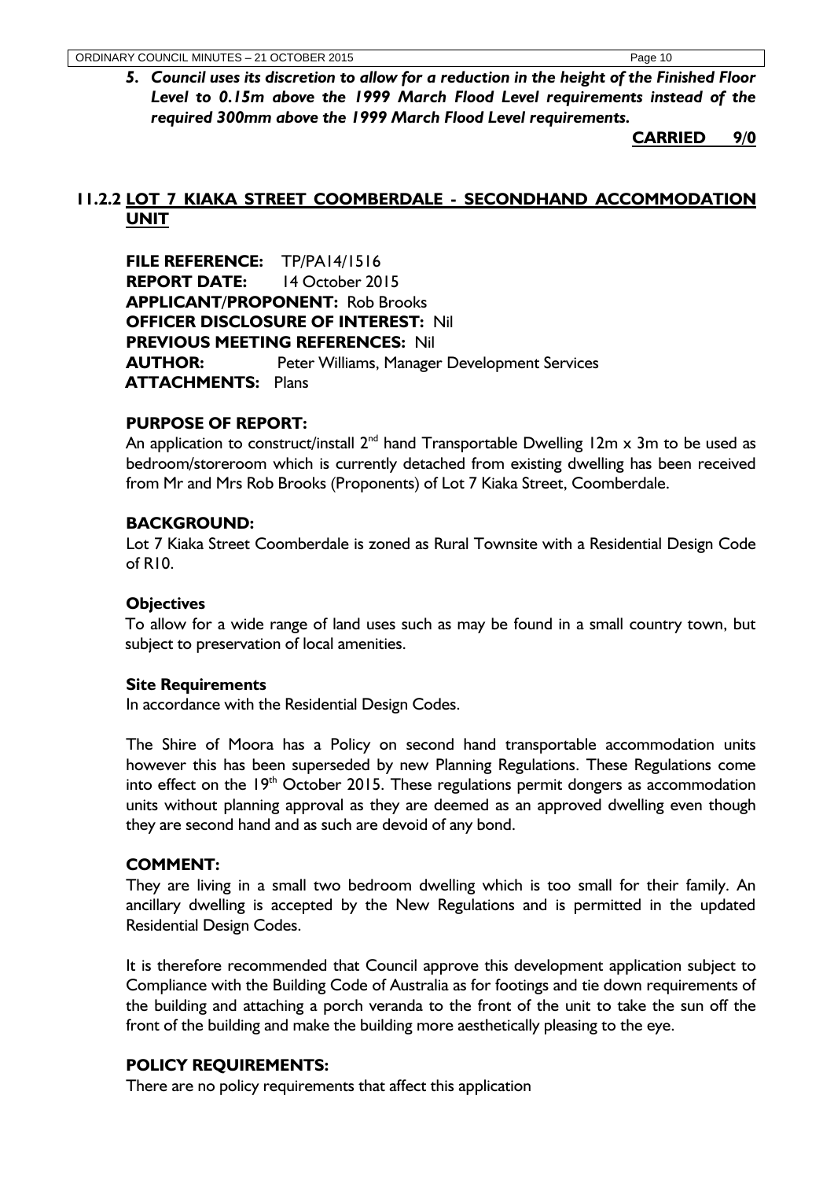***5. Council uses its discretion to allow for a reduction in the height of the Finished Floor Level to 0.15m above the 1999 March Flood Level requirements instead of the required 300mm above the 1999 March Flood Level requirements.***

**CARRIED 9/0**

## 11.2.2 LOT 7 KIAKA STREET COOMBERDALE - SECONDHAND ACCOMMODATION UNIT

**FILE REFERENCE:** TP/PA14/1516
**REPORT DATE:** 14 October 2015
**APPLICANT/PROPONENT:** Rob Brooks
**OFFICER DISCLOSURE OF INTEREST:** Nil
**PREVIOUS MEETING REFERENCES:** Nil
**AUTHOR:** Peter Williams, Manager Development Services
**ATTACHMENTS:** Plans

**PURPOSE OF REPORT:**
An application to construct/install 2nd hand Transportable Dwelling 12m x 3m to be used as bedroom/storeroom which is currently detached from existing dwelling has been received from Mr and Mrs Rob Brooks (Proponents) of Lot 7 Kiaka Street, Coomberdale.

**BACKGROUND:**
Lot 7 Kiaka Street Coomberdale is zoned as Rural Townsite with a Residential Design Code of R10.

**Objectives**
To allow for a wide range of land uses such as may be found in a small country town, but subject to preservation of local amenities.

**Site Requirements**
In accordance with the Residential Design Codes.

The Shire of Moora has a Policy on second hand transportable accommodation units however this has been superseded by new Planning Regulations. These Regulations come into effect on the 19th October 2015. These regulations permit dongers as accommodation units without planning approval as they are deemed as an approved dwelling even though they are second hand and as such are devoid of any bond.

**COMMENT:**
They are living in a small two bedroom dwelling which is too small for their family. An ancillary dwelling is accepted by the New Regulations and is permitted in the updated Residential Design Codes.

It is therefore recommended that Council approve this development application subject to Compliance with the Building Code of Australia as for footings and tie down requirements of the building and attaching a porch veranda to the front of the unit to take the sun off the front of the building and make the building more aesthetically pleasing to the eye.

**POLICY REQUIREMENTS:**
There are no policy requirements that affect this application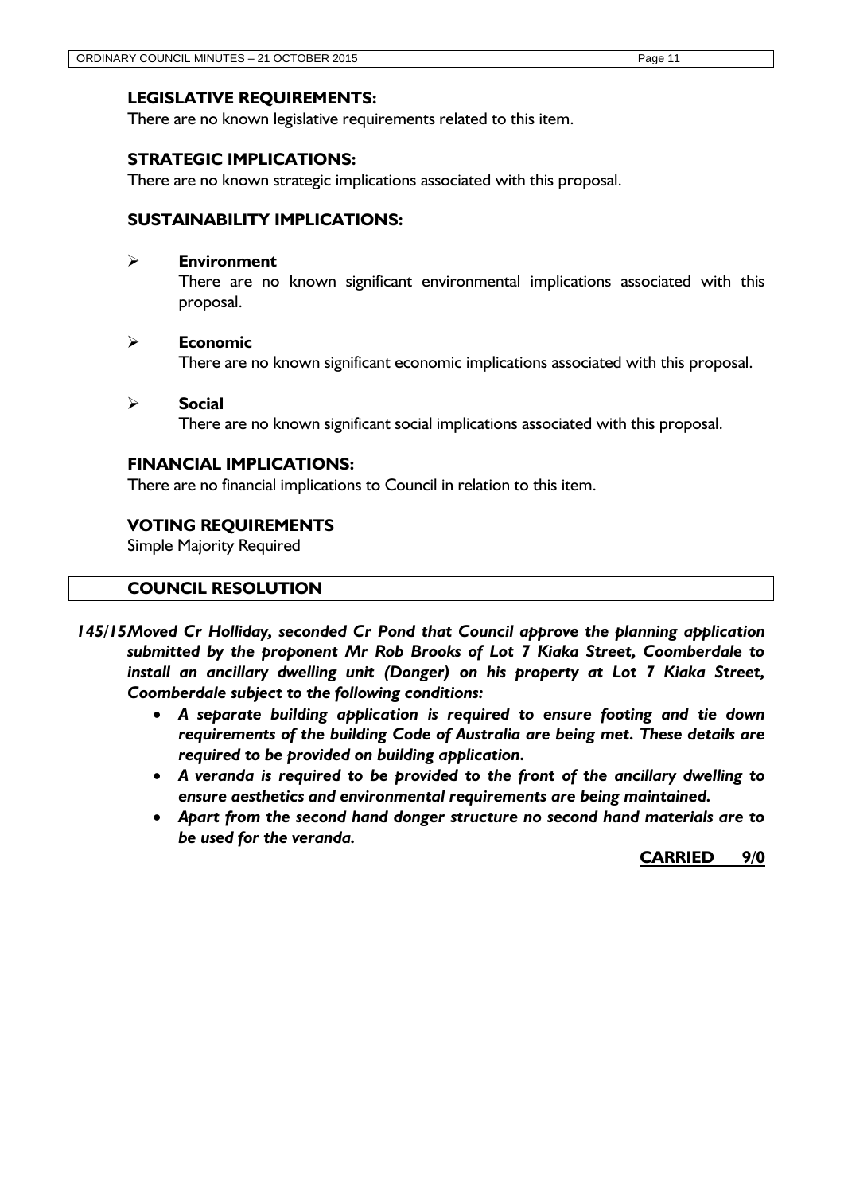### LEGISLATIVE REQUIREMENTS:

There are no known legislative requirements related to this item.

### STRATEGIC IMPLICATIONS:

There are no known strategic implications associated with this proposal.

### SUSTAINABILITY IMPLICATIONS:

- **Environment**

  There are no known significant environmental implications associated with this proposal.

- **Economic**

  There are no known significant economic implications associated with this proposal.

- **Social**

  There are no known significant social implications associated with this proposal.

### FINANCIAL IMPLICATIONS:

There are no financial implications to Council in relation to this item.

### VOTING REQUIREMENTS

Simple Majority Required

### COUNCIL RESOLUTION

***145/15 Moved Cr Holliday, seconded Cr Pond that Council approve the planning application submitted by the proponent Mr Rob Brooks of Lot 7 Kiaka Street, Coomberdale to install an ancillary dwelling unit (Donger) on his property at Lot 7 Kiaka Street, Coomberdale subject to the following conditions:***

- ***A separate building application is required to ensure footing and tie down requirements of the building Code of Australia are being met. These details are required to be provided on building application.***
- ***A veranda is required to be provided to the front of the ancillary dwelling to ensure aesthetics and environmental requirements are being maintained.***
- ***Apart from the second hand donger structure no second hand materials are to be used for the veranda.***

**CARRIED 9/0**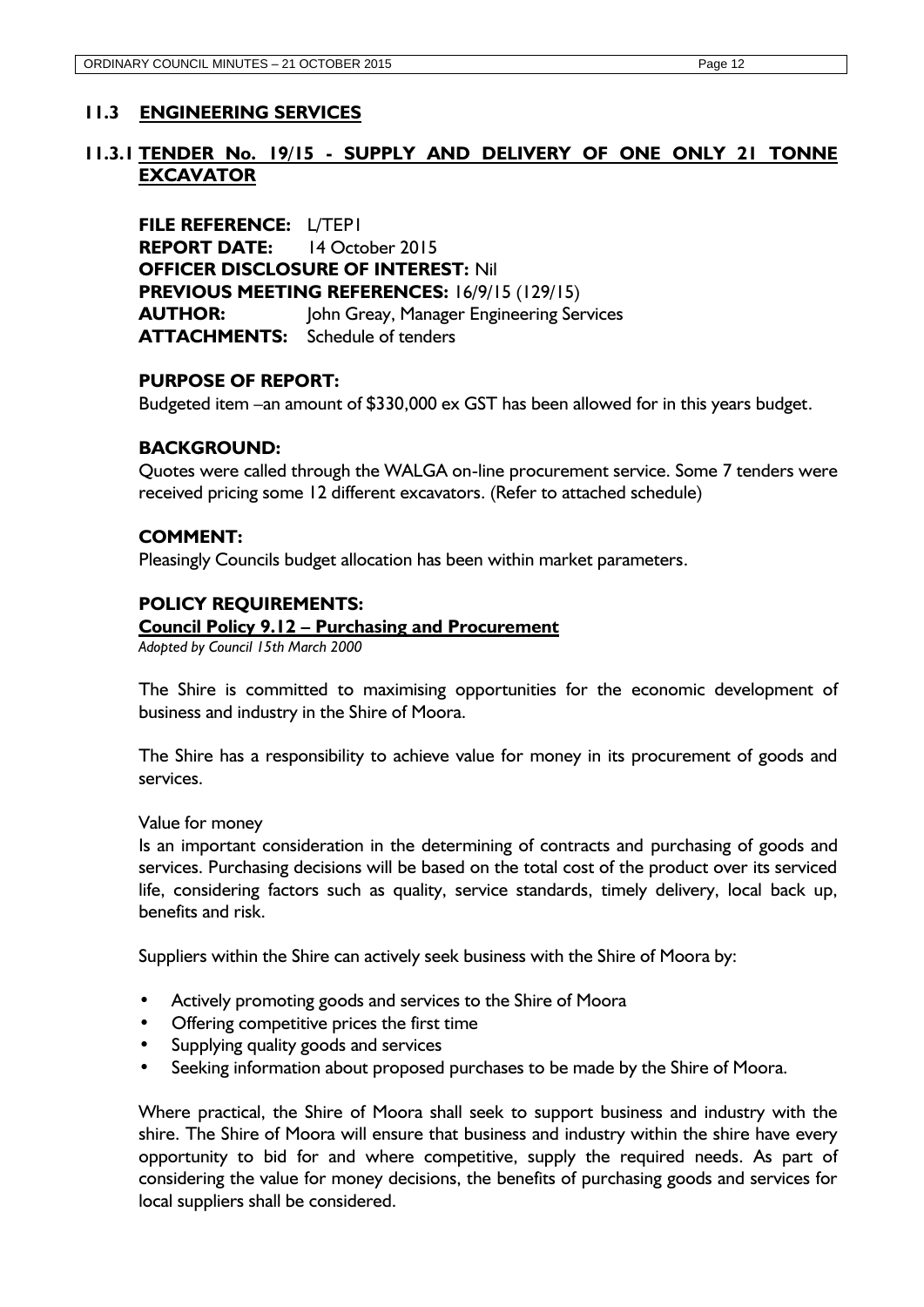## 11.3 ENGINEERING SERVICES

### 11.3.1 TENDER No. 19/15 - SUPPLY AND DELIVERY OF ONE ONLY 21 TONNE EXCAVATOR

**FILE REFERENCE:** L/TEP1
**REPORT DATE:** 14 October 2015
**OFFICER DISCLOSURE OF INTEREST:** Nil
**PREVIOUS MEETING REFERENCES:** 16/9/15 (129/15)
**AUTHOR:** John Greay, Manager Engineering Services
**ATTACHMENTS:** Schedule of tenders

**PURPOSE OF REPORT:**

Budgeted item –an amount of $330,000 ex GST has been allowed for in this years budget.

**BACKGROUND:**

Quotes were called through the WALGA on-line procurement service. Some 7 tenders were received pricing some 12 different excavators. (Refer to attached schedule)

**COMMENT:**

Pleasingly Councils budget allocation has been within market parameters.

**POLICY REQUIREMENTS:**

**Council Policy 9.12 – Purchasing and Procurement**

*Adopted by Council 15th March 2000*

The Shire is committed to maximising opportunities for the economic development of business and industry in the Shire of Moora.

The Shire has a responsibility to achieve value for money in its procurement of goods and services.

Value for money

Is an important consideration in the determining of contracts and purchasing of goods and services. Purchasing decisions will be based on the total cost of the product over its serviced life, considering factors such as quality, service standards, timely delivery, local back up, benefits and risk.

Suppliers within the Shire can actively seek business with the Shire of Moora by:

- Actively promoting goods and services to the Shire of Moora
- Offering competitive prices the first time
- Supplying quality goods and services
- Seeking information about proposed purchases to be made by the Shire of Moora.

Where practical, the Shire of Moora shall seek to support business and industry with the shire. The Shire of Moora will ensure that business and industry within the shire have every opportunity to bid for and where competitive, supply the required needs. As part of considering the value for money decisions, the benefits of purchasing goods and services for local suppliers shall be considered.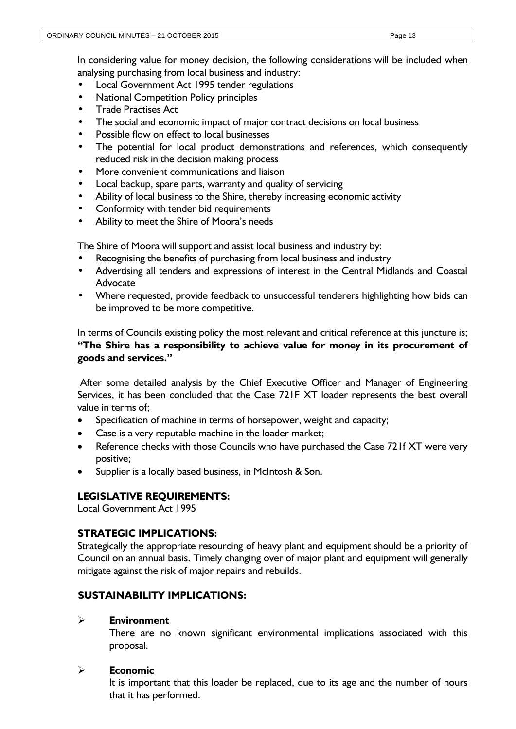In considering value for money decision, the following considerations will be included when analysing purchasing from local business and industry:

- Local Government Act 1995 tender regulations
- National Competition Policy principles
- Trade Practises Act
- The social and economic impact of major contract decisions on local business
- Possible flow on effect to local businesses
- The potential for local product demonstrations and references, which consequently reduced risk in the decision making process
- More convenient communications and liaison
- Local backup, spare parts, warranty and quality of servicing
- Ability of local business to the Shire, thereby increasing economic activity
- Conformity with tender bid requirements
- Ability to meet the Shire of Moora's needs

The Shire of Moora will support and assist local business and industry by:

- Recognising the benefits of purchasing from local business and industry
- Advertising all tenders and expressions of interest in the Central Midlands and Coastal Advocate
- Where requested, provide feedback to unsuccessful tenderers highlighting how bids can be improved to be more competitive.

In terms of Councils existing policy the most relevant and critical reference at this juncture is; **"The Shire has a responsibility to achieve value for money in its procurement of goods and services."**

After some detailed analysis by the Chief Executive Officer and Manager of Engineering Services, it has been concluded that the Case 721F XT loader represents the best overall value in terms of;

- Specification of machine in terms of horsepower, weight and capacity;
- Case is a very reputable machine in the loader market;
- Reference checks with those Councils who have purchased the Case 721f XT were very positive;
- Supplier is a locally based business, in McIntosh & Son.

### LEGISLATIVE REQUIREMENTS:

Local Government Act 1995

### STRATEGIC IMPLICATIONS:

Strategically the appropriate resourcing of heavy plant and equipment should be a priority of Council on an annual basis. Timely changing over of major plant and equipment will generally mitigate against the risk of major repairs and rebuilds.

### SUSTAINABILITY IMPLICATIONS:

- **Environment**

  There are no known significant environmental implications associated with this proposal.

- **Economic**

  It is important that this loader be replaced, due to its age and the number of hours that it has performed.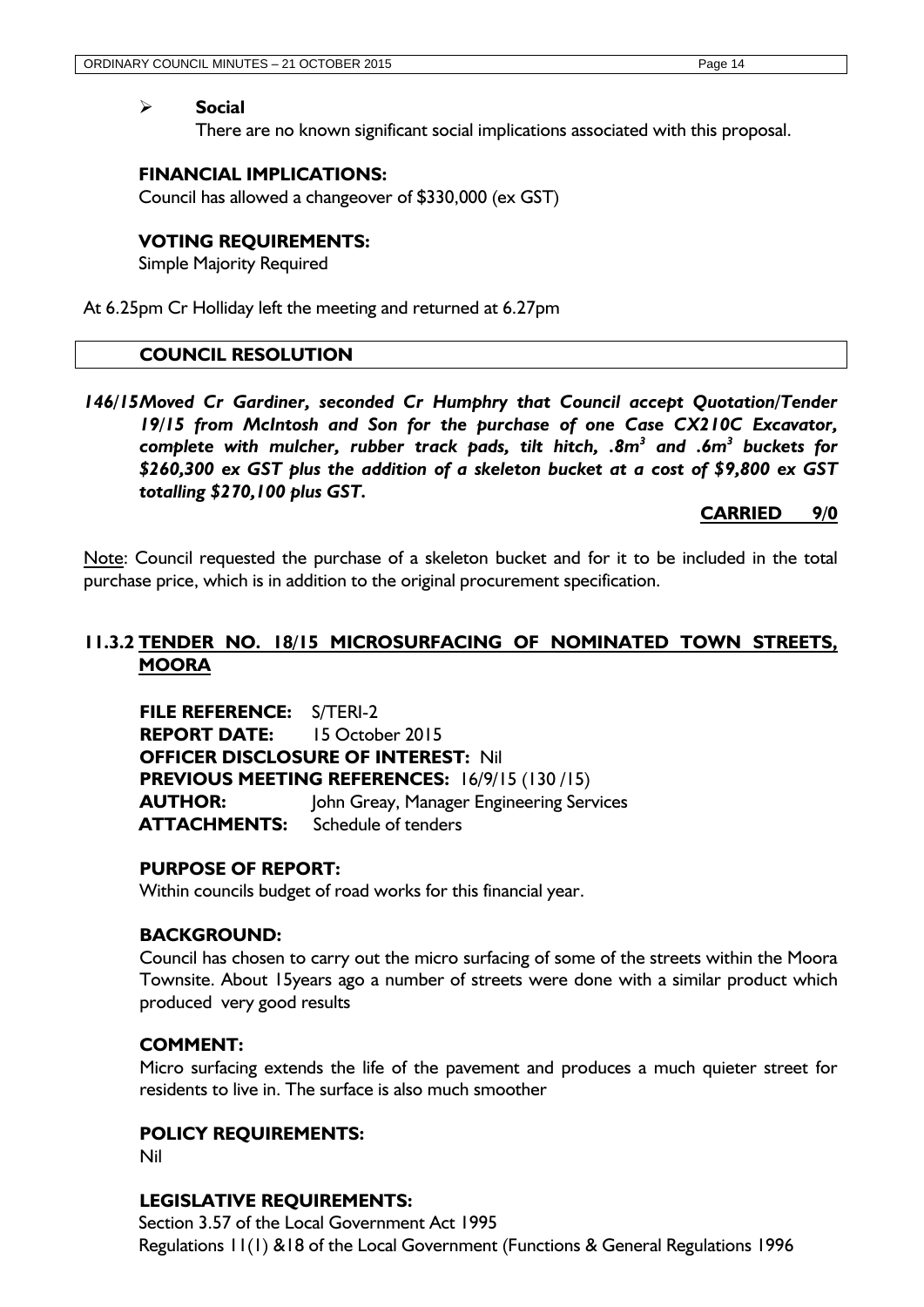- **Social**

  There are no known significant social implications associated with this proposal.

**FINANCIAL IMPLICATIONS:**

Council has allowed a changeover of $330,000 (ex GST)

**VOTING REQUIREMENTS:**

Simple Majority Required

At 6.25pm Cr Holliday left the meeting and returned at 6.27pm

**COUNCIL RESOLUTION**

***146/15 Moved Cr Gardiner, seconded Cr Humphry that Council accept Quotation/Tender 19/15 from McIntosh and Son for the purchase of one Case CX210C Excavator, complete with mulcher, rubber track pads, tilt hitch, .8m$^3$ and .6m$^3$ buckets for \$260,300 ex GST plus the addition of a skeleton bucket at a cost of \$9,800 ex GST totalling \$270,100 plus GST.***

**CARRIED 9/0**

Note: Council requested the purchase of a skeleton bucket and for it to be included in the total purchase price, which is in addition to the original procurement specification.

## 11.3.2 TENDER NO. 18/15 MICROSURFACING OF NOMINATED TOWN STREETS, MOORA

**FILE REFERENCE:** S/TERI-2
**REPORT DATE:** 15 October 2015
**OFFICER DISCLOSURE OF INTEREST:** Nil
**PREVIOUS MEETING REFERENCES:** 16/9/15 (130 /15)
**AUTHOR:** John Greay, Manager Engineering Services
**ATTACHMENTS:** Schedule of tenders

**PURPOSE OF REPORT:**

Within councils budget of road works for this financial year.

**BACKGROUND:**

Council has chosen to carry out the micro surfacing of some of the streets within the Moora Townsite. About 15years ago a number of streets were done with a similar product which produced very good results

**COMMENT:**

Micro surfacing extends the life of the pavement and produces a much quieter street for residents to live in. The surface is also much smoother

**POLICY REQUIREMENTS:**

Nil

**LEGISLATIVE REQUIREMENTS:**

Section 3.57 of the Local Government Act 1995
Regulations 11(1) &18 of the Local Government (Functions & General Regulations 1996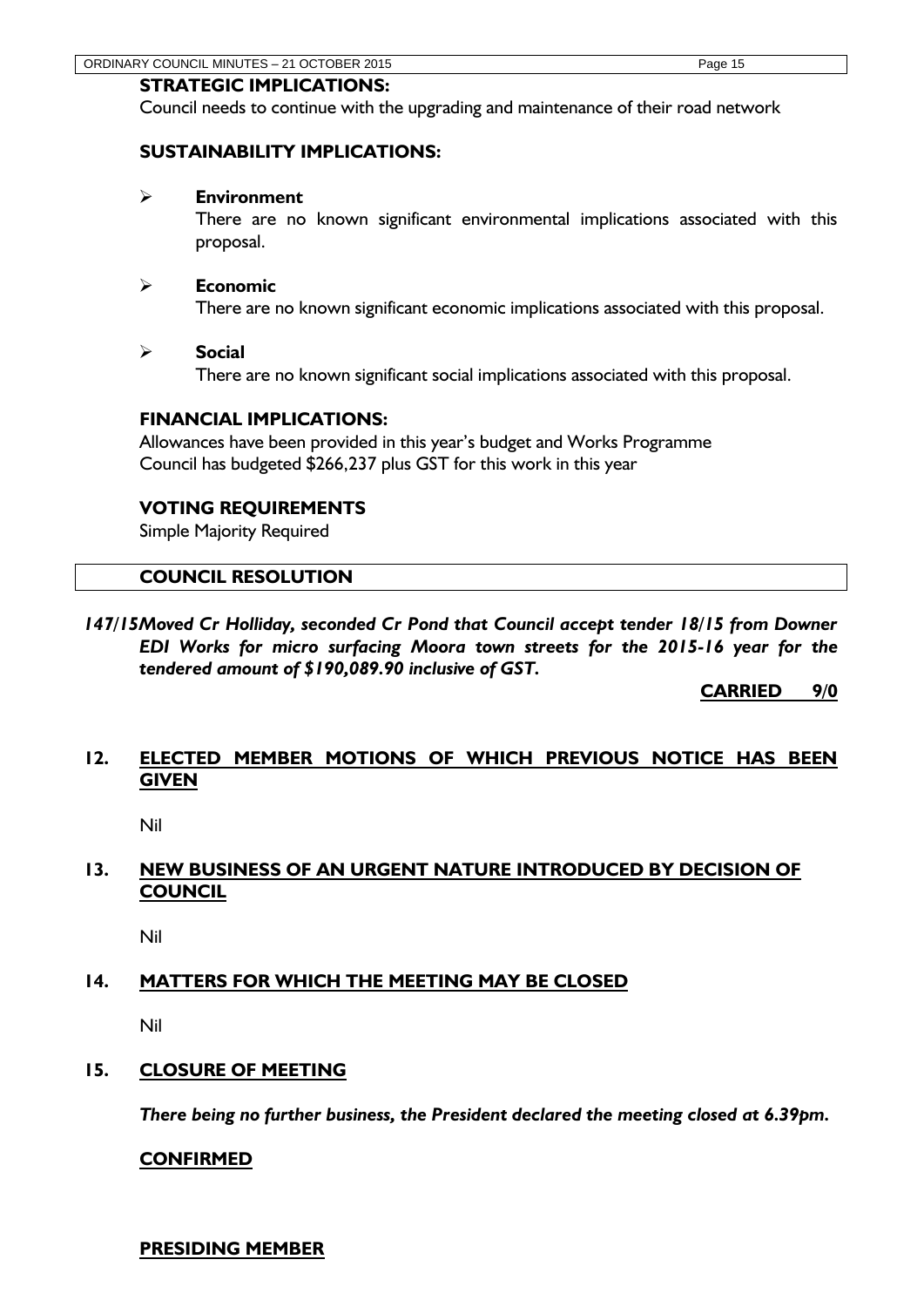**STRATEGIC IMPLICATIONS:**

Council needs to continue with the upgrading and maintenance of their road network

**SUSTAINABILITY IMPLICATIONS:**

- **Environment**

  There are no known significant environmental implications associated with this proposal.

- **Economic**

  There are no known significant economic implications associated with this proposal.

- **Social**

  There are no known significant social implications associated with this proposal.

**FINANCIAL IMPLICATIONS:**

Allowances have been provided in this year's budget and Works Programme
Council has budgeted $266,237 plus GST for this work in this year

**VOTING REQUIREMENTS**

Simple Majority Required

**COUNCIL RESOLUTION**

***147/15 Moved Cr Holliday, seconded Cr Pond that Council accept tender 18/15 from Downer EDI Works for micro surfacing Moora town streets for the 2015-16 year for the tendered amount of $190,089.90 inclusive of GST.***

**CARRIED 9/0**

## 12. ELECTED MEMBER MOTIONS OF WHICH PREVIOUS NOTICE HAS BEEN GIVEN

Nil

## 13. NEW BUSINESS OF AN URGENT NATURE INTRODUCED BY DECISION OF COUNCIL

Nil

## 14. MATTERS FOR WHICH THE MEETING MAY BE CLOSED

Nil

## 15. CLOSURE OF MEETING

***There being no further business, the President declared the meeting closed at 6.39pm.***

**CONFIRMED**

**PRESIDING MEMBER**